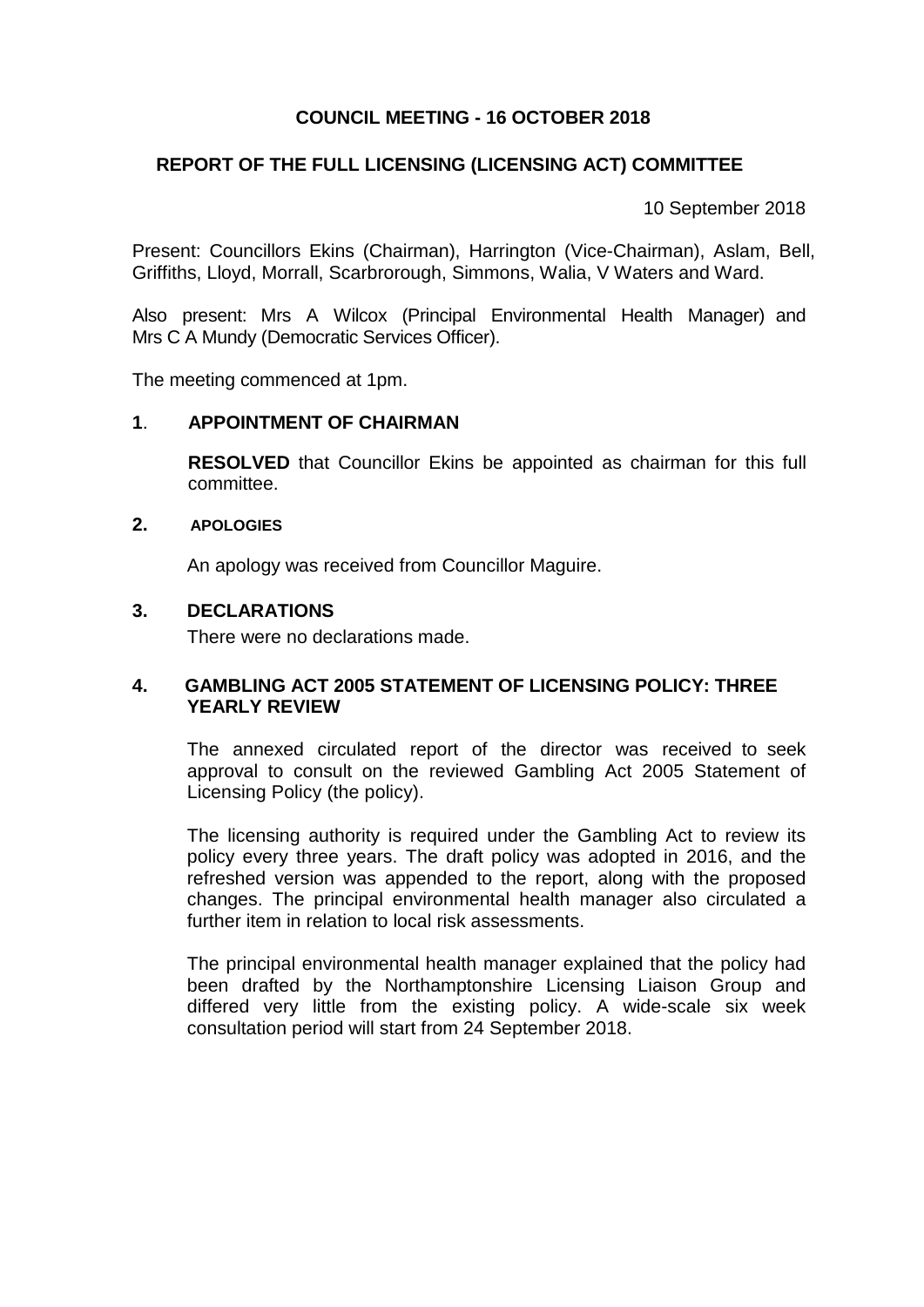# COUNCIL MEETING - 16 OCTOBER 2018

## REPORT OF THE FULL LICENSING (LICENSING ACT) COMMITTEE

10 September 2018

Present: Councillors Ekins (Chairman), Harrington (Vice-Chairman), Aslam, Bell, Griffiths, Lloyd, Morrall, Scarbrorough, Simmons, Walia, V Waters and Ward.

Also present: Mrs A Wilcox (Principal Environmental Health Manager) and Mrs C A Mundy (Democratic Services Officer).

The meeting commenced at 1pm.

### 1. APPOINTMENT OF CHAIRMAN

**RESOLVED** that Councillor Ekins be appointed as chairman for this full committee.

### 2. APOLOGIES

An apology was received from Councillor Maguire.

### 3. DECLARATIONS

There were no declarations made.

### 4. GAMBLING ACT 2005 STATEMENT OF LICENSING POLICY: THREE YEARLY REVIEW

The annexed circulated report of the director was received to seek approval to consult on the reviewed Gambling Act 2005 Statement of Licensing Policy (the policy).

The licensing authority is required under the Gambling Act to review its policy every three years. The draft policy was adopted in 2016, and the refreshed version was appended to the report, along with the proposed changes. The principal environmental health manager also circulated a further item in relation to local risk assessments.

The principal environmental health manager explained that the policy had been drafted by the Northamptonshire Licensing Liaison Group and differed very little from the existing policy. A wide-scale six week consultation period will start from 24 September 2018.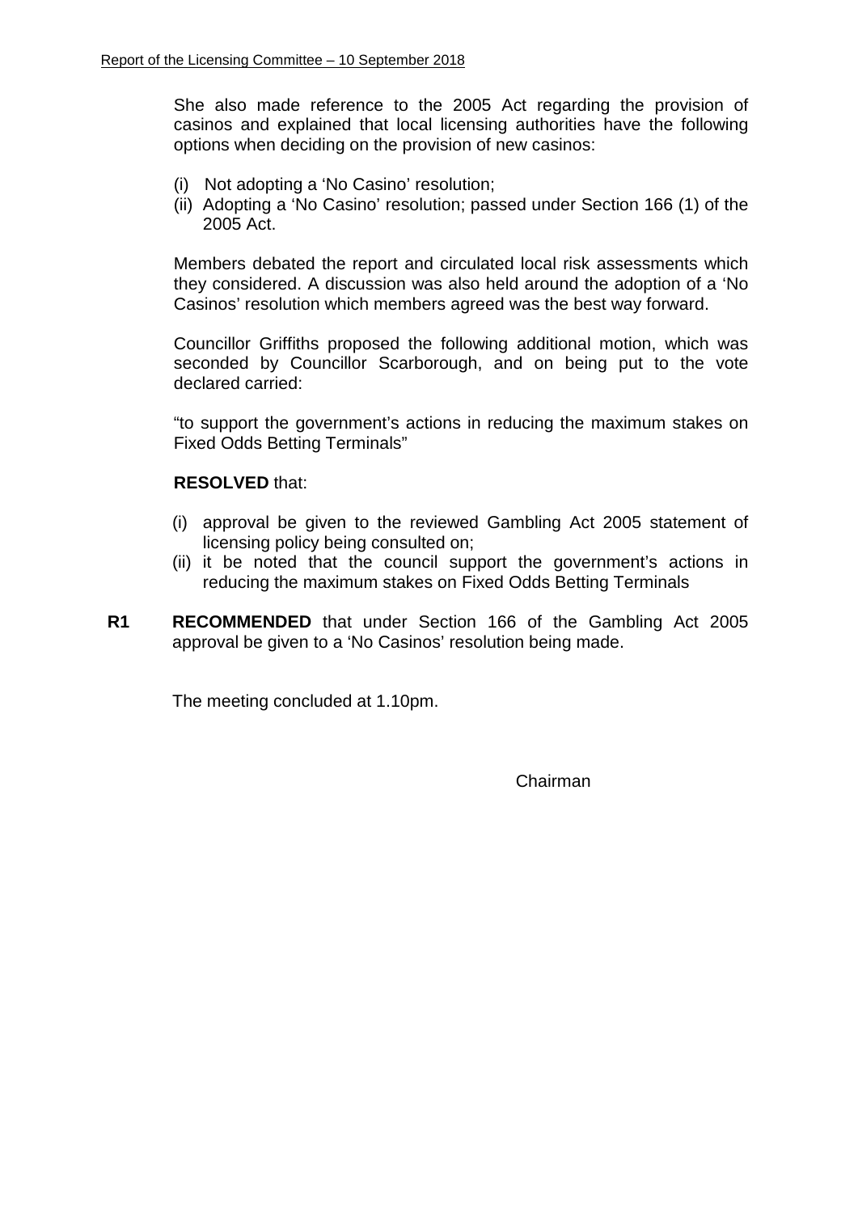She also made reference to the 2005 Act regarding the provision of casinos and explained that local licensing authorities have the following options when deciding on the provision of new casinos:

(i) Not adopting a 'No Casino' resolution;
(ii) Adopting a 'No Casino' resolution; passed under Section 166 (1) of the 2005 Act.

Members debated the report and circulated local risk assessments which they considered. A discussion was also held around the adoption of a 'No Casinos' resolution which members agreed was the best way forward.

Councillor Griffiths proposed the following additional motion, which was seconded by Councillor Scarborough, and on being put to the vote declared carried:

"to support the government's actions in reducing the maximum stakes on Fixed Odds Betting Terminals"

**RESOLVED** that:

(i) approval be given to the reviewed Gambling Act 2005 statement of licensing policy being consulted on;
(ii) it be noted that the council support the government's actions in reducing the maximum stakes on Fixed Odds Betting Terminals

**R1** **RECOMMENDED** that under Section 166 of the Gambling Act 2005 approval be given to a 'No Casinos' resolution being made.

The meeting concluded at 1.10pm.

Chairman